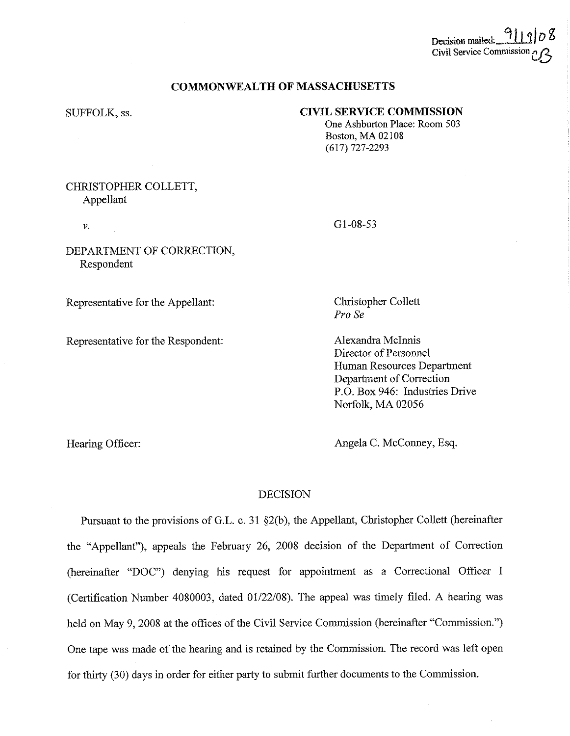Decision mailed: 9/19/08
Civil Service Commission CB

# COMMONWEALTH OF MASSACHUSETTS

SUFFOLK, ss.

**CIVIL SERVICE COMMISSION**
One Ashburton Place: Room 503
Boston, MA 02108
(617) 727-2293

CHRISTOPHER COLLETT,
Appellant

*v.*

G1-08-53

DEPARTMENT OF CORRECTION,
Respondent

Representative for the Appellant: Christopher Collett
*Pro Se*

Representative for the Respondent: Alexandra McInnis
Director of Personnel
Human Resources Department
Department of Correction
P.O. Box 946: Industries Drive
Norfolk, MA 02056

Hearing Officer: Angela C. McConney, Esq.

## DECISION

Pursuant to the provisions of G.L. c. 31 §2(b), the Appellant, Christopher Collett (hereinafter the "Appellant"), appeals the February 26, 2008 decision of the Department of Correction (hereinafter "DOC") denying his request for appointment as a Correctional Officer I (Certification Number 4080003, dated 01/22/08). The appeal was timely filed. A hearing was held on May 9, 2008 at the offices of the Civil Service Commission (hereinafter "Commission.") One tape was made of the hearing and is retained by the Commission. The record was left open for thirty (30) days in order for either party to submit further documents to the Commission.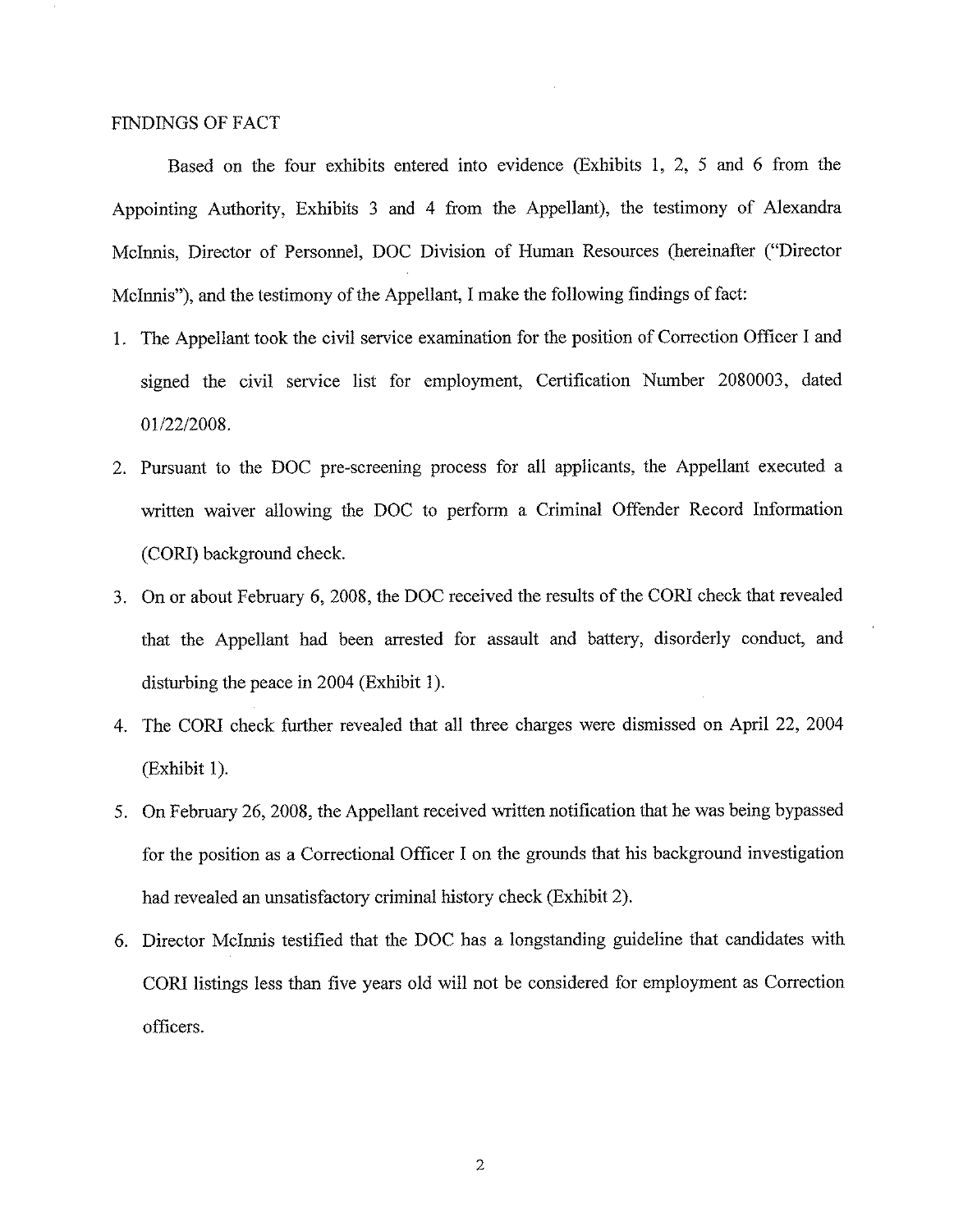FINDINGS OF FACT

Based on the four exhibits entered into evidence (Exhibits 1, 2, 5 and 6 from the Appointing Authority, Exhibits 3 and 4 from the Appellant), the testimony of Alexandra McInnis, Director of Personnel, DOC Division of Human Resources (hereinafter ("Director McInnis"), and the testimony of the Appellant, I make the following findings of fact:

1. The Appellant took the civil service examination for the position of Correction Officer I and signed the civil service list for employment, Certification Number 2080003, dated 01/22/2008.
2. Pursuant to the DOC pre-screening process for all applicants, the Appellant executed a written waiver allowing the DOC to perform a Criminal Offender Record Information (CORI) background check.
3. On or about February 6, 2008, the DOC received the results of the CORI check that revealed that the Appellant had been arrested for assault and battery, disorderly conduct, and disturbing the peace in 2004 (Exhibit 1).
4. The CORI check further revealed that all three charges were dismissed on April 22, 2004 (Exhibit 1).
5. On February 26, 2008, the Appellant received written notification that he was being bypassed for the position as a Correctional Officer I on the grounds that his background investigation had revealed an unsatisfactory criminal history check (Exhibit 2).
6. Director McInnis testified that the DOC has a longstanding guideline that candidates with CORI listings less than five years old will not be considered for employment as Correction officers.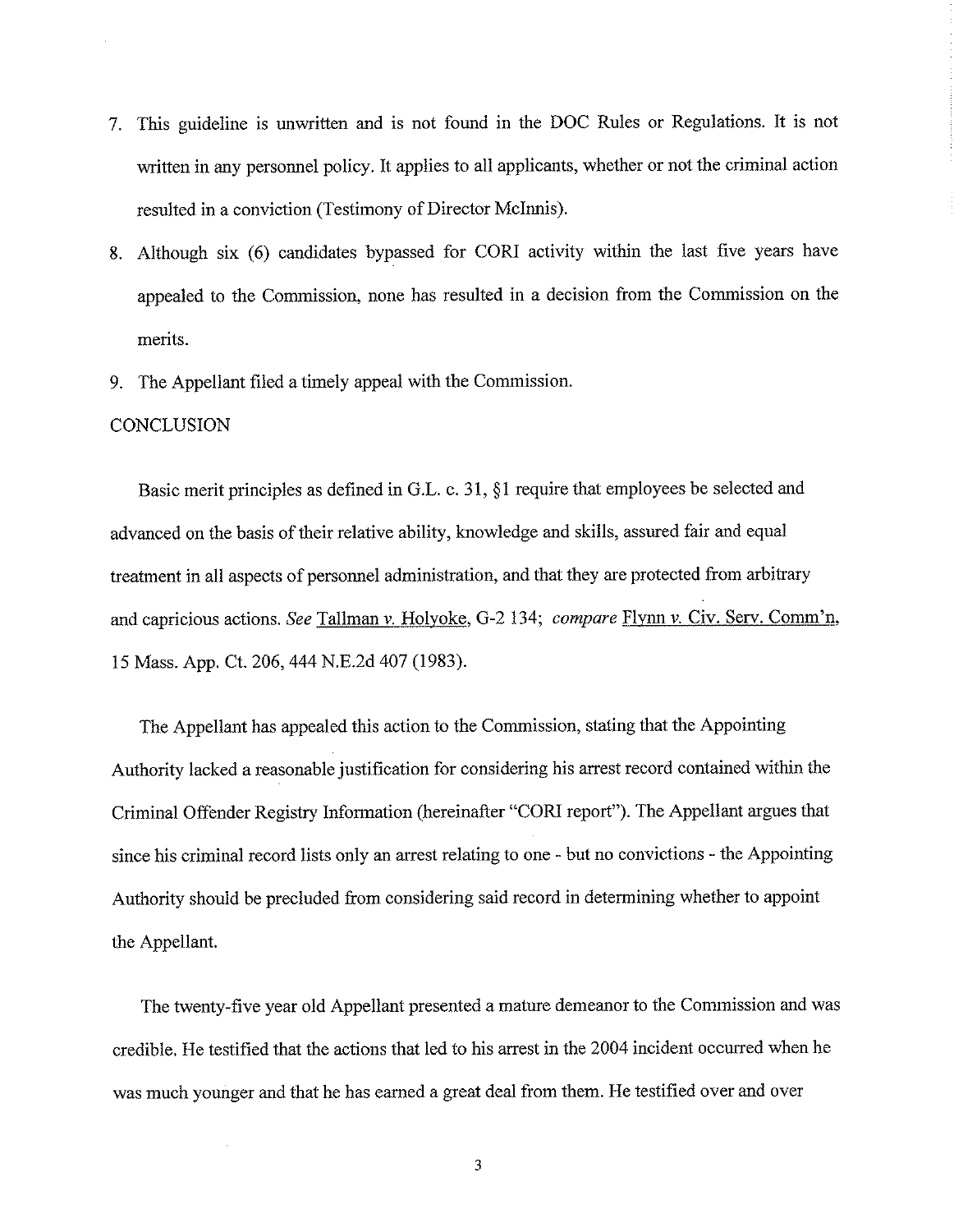7. This guideline is unwritten and is not found in the DOC Rules or Regulations. It is not written in any personnel policy. It applies to all applicants, whether or not the criminal action resulted in a conviction (Testimony of Director McInnis).
8. Although six (6) candidates bypassed for CORI activity within the last five years have appealed to the Commission, none has resulted in a decision from the Commission on the merits.
9. The Appellant filed a timely appeal with the Commission.

CONCLUSION

Basic merit principles as defined in G.L. c. 31, §1 require that employees be selected and advanced on the basis of their relative ability, knowledge and skills, assured fair and equal treatment in all aspects of personnel administration, and that they are protected from arbitrary and capricious actions. *See* Tallman v. Holyoke, G-2 134; *compare* Flynn v. Civ. Serv. Comm'n, 15 Mass. App. Ct. 206, 444 N.E.2d 407 (1983).

The Appellant has appealed this action to the Commission, stating that the Appointing Authority lacked a reasonable justification for considering his arrest record contained within the Criminal Offender Registry Information (hereinafter "CORI report"). The Appellant argues that since his criminal record lists only an arrest relating to one - but no convictions - the Appointing Authority should be precluded from considering said record in determining whether to appoint the Appellant.

The twenty-five year old Appellant presented a mature demeanor to the Commission and was credible. He testified that the actions that led to his arrest in the 2004 incident occurred when he was much younger and that he has earned a great deal from them. He testified over and over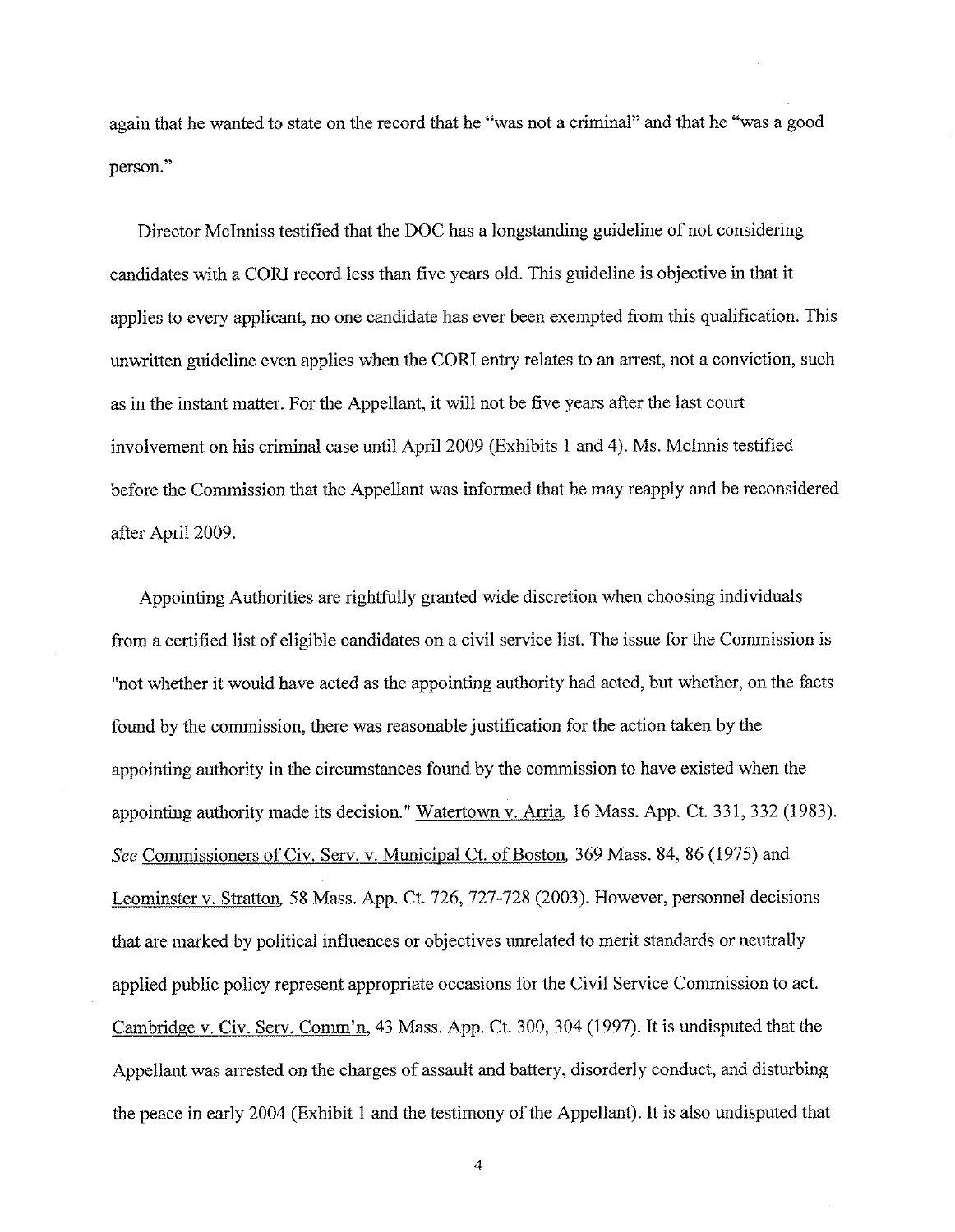again that he wanted to state on the record that he "was not a criminal" and that he "was a good person."

Director McInniss testified that the DOC has a longstanding guideline of not considering candidates with a CORI record less than five years old. This guideline is objective in that it applies to every applicant, no one candidate has ever been exempted from this qualification. This unwritten guideline even applies when the CORI entry relates to an arrest, not a conviction, such as in the instant matter. For the Appellant, it will not be five years after the last court involvement on his criminal case until April 2009 (Exhibits 1 and 4). Ms. McInnis testified before the Commission that the Appellant was informed that he may reapply and be reconsidered after April 2009.

Appointing Authorities are rightfully granted wide discretion when choosing individuals from a certified list of eligible candidates on a civil service list. The issue for the Commission is "not whether it would have acted as the appointing authority had acted, but whether, on the facts found by the commission, there was reasonable justification for the action taken by the appointing authority in the circumstances found by the commission to have existed when the appointing authority made its decision." Watertown v. Arria, 16 Mass. App. Ct. 331, 332 (1983). *See* Commissioners of Civ. Serv. v. Municipal Ct. of Boston, 369 Mass. 84, 86 (1975) and Leominster v. Stratton, 58 Mass. App. Ct. 726, 727-728 (2003). However, personnel decisions that are marked by political influences or objectives unrelated to merit standards or neutrally applied public policy represent appropriate occasions for the Civil Service Commission to act. Cambridge v. Civ. Serv. Comm'n, 43 Mass. App. Ct. 300, 304 (1997). It is undisputed that the Appellant was arrested on the charges of assault and battery, disorderly conduct, and disturbing the peace in early 2004 (Exhibit 1 and the testimony of the Appellant). It is also undisputed that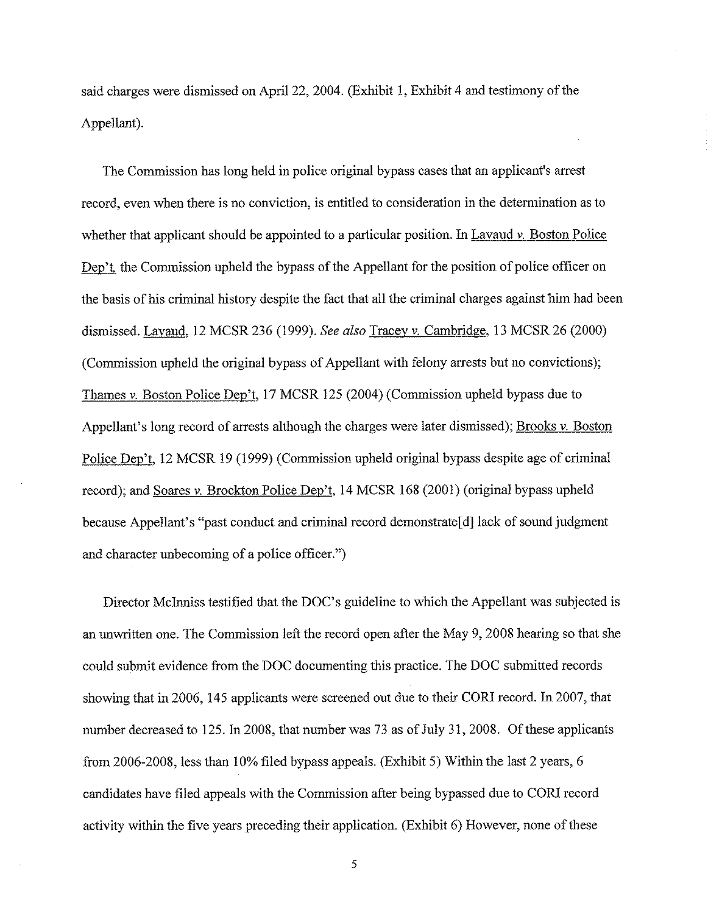said charges were dismissed on April 22, 2004. (Exhibit 1, Exhibit 4 and testimony of the Appellant).

The Commission has long held in police original bypass cases that an applicant's arrest record, even when there is no conviction, is entitled to consideration in the determination as to whether that applicant should be appointed to a particular position. In Lavaud v. Boston Police Dep't, the Commission upheld the bypass of the Appellant for the position of police officer on the basis of his criminal history despite the fact that all the criminal charges against him had been dismissed. Lavaud, 12 MCSR 236 (1999). *See also* Tracey v. Cambridge, 13 MCSR 26 (2000) (Commission upheld the original bypass of Appellant with felony arrests but no convictions); Thames v. Boston Police Dep't, 17 MCSR 125 (2004) (Commission upheld bypass due to Appellant's long record of arrests although the charges were later dismissed); Brooks v. Boston Police Dep't, 12 MCSR 19 (1999) (Commission upheld original bypass despite age of criminal record); and Soares v. Brockton Police Dep't, 14 MCSR 168 (2001) (original bypass upheld because Appellant's "past conduct and criminal record demonstrate[d] lack of sound judgment and character unbecoming of a police officer.")

Director McInniss testified that the DOC's guideline to which the Appellant was subjected is an unwritten one. The Commission left the record open after the May 9, 2008 hearing so that she could submit evidence from the DOC documenting this practice. The DOC submitted records showing that in 2006, 145 applicants were screened out due to their CORI record. In 2007, that number decreased to 125. In 2008, that number was 73 as of July 31, 2008. Of these applicants from 2006-2008, less than 10% filed bypass appeals. (Exhibit 5) Within the last 2 years, 6 candidates have filed appeals with the Commission after being bypassed due to CORI record activity within the five years preceding their application. (Exhibit 6) However, none of these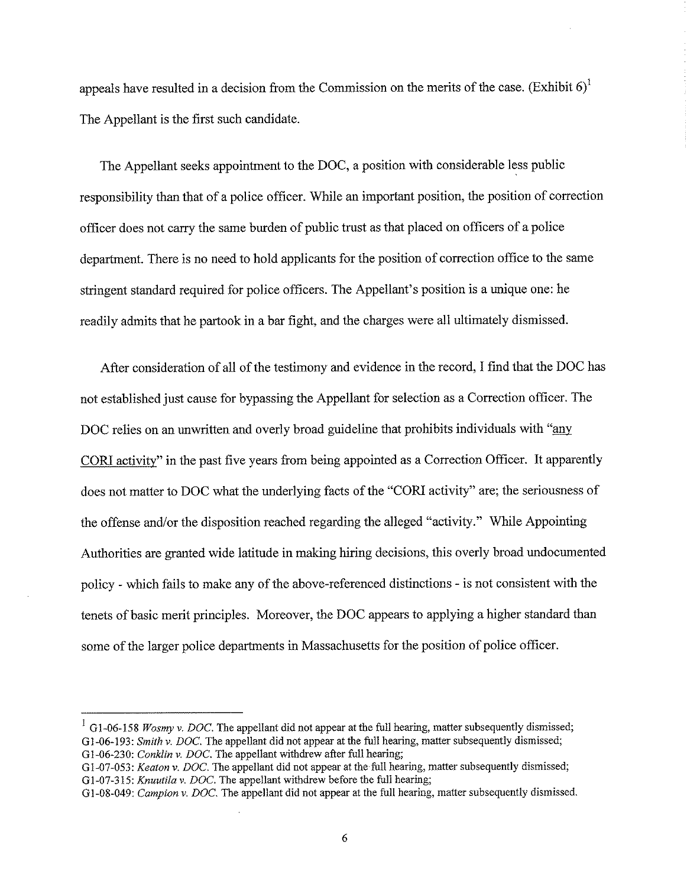appeals have resulted in a decision from the Commission on the merits of the case. (Exhibit 6)[1] The Appellant is the first such candidate.

The Appellant seeks appointment to the DOC, a position with considerable less public responsibility than that of a police officer. While an important position, the position of correction officer does not carry the same burden of public trust as that placed on officers of a police department. There is no need to hold applicants for the position of correction office to the same stringent standard required for police officers. The Appellant's position is a unique one: he readily admits that he partook in a bar fight, and the charges were all ultimately dismissed.

After consideration of all of the testimony and evidence in the record, I find that the DOC has not established just cause for bypassing the Appellant for selection as a Correction officer. The DOC relies on an unwritten and overly broad guideline that prohibits individuals with "<u>any CORI activity</u>" in the past five years from being appointed as a Correction Officer. It apparently does not matter to DOC what the underlying facts of the "CORI activity" are; the seriousness of the offense and/or the disposition reached regarding the alleged "activity." While Appointing Authorities are granted wide latitude in making hiring decisions, this overly broad undocumented policy - which fails to make any of the above-referenced distinctions - is not consistent with the tenets of basic merit principles. Moreover, the DOC appears to applying a higher standard than some of the larger police departments in Massachusetts for the position of police officer.

---

[1] G1-06-158 *Wosmy v. DOC.* The appellant did not appear at the full hearing, matter subsequently dismissed;
G1-06-193: *Smith v. DOC.* The appellant did not appear at the full hearing, matter subsequently dismissed;
G1-06-230: *Conklin v. DOC.* The appellant withdrew after full hearing;
G1-07-053: *Keaton v. DOC.* The appellant did not appear at the full hearing, matter subsequently dismissed;
G1-07-315: *Knuutila v. DOC.* The appellant withdrew before the full hearing;
G1-08-049: *Campion v. DOC.* The appellant did not appear at the full hearing, matter subsequently dismissed.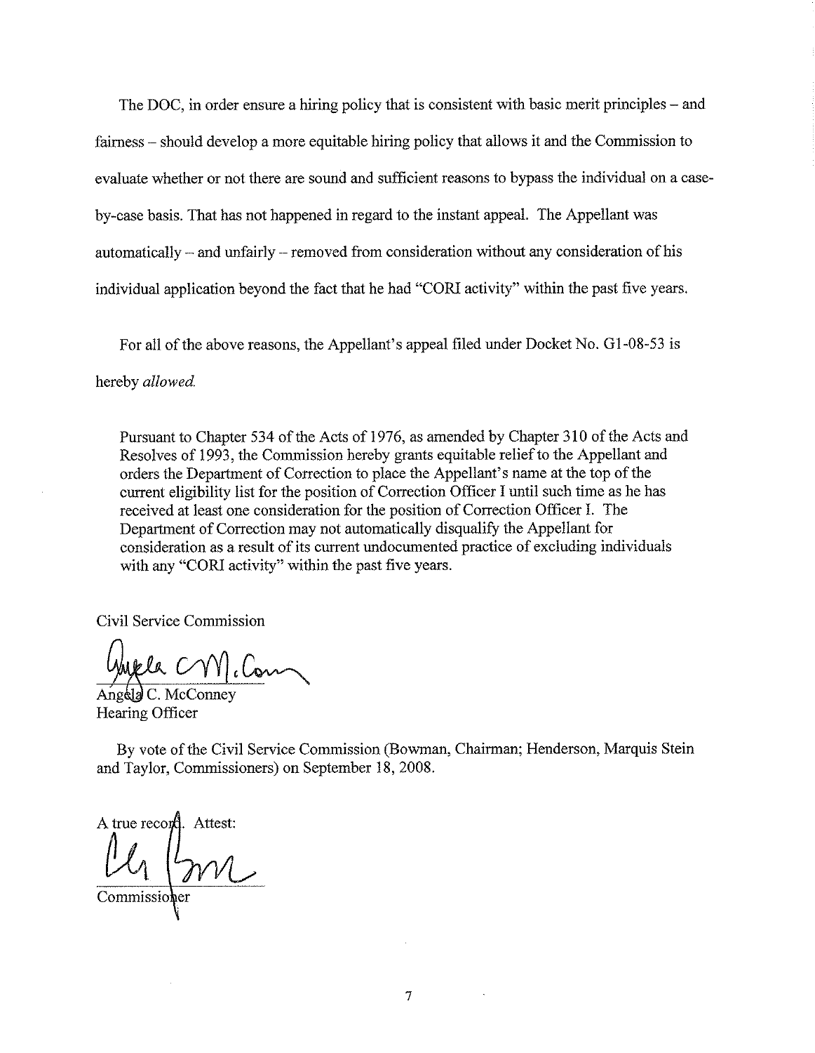The DOC, in order ensure a hiring policy that is consistent with basic merit principles – and fairness – should develop a more equitable hiring policy that allows it and the Commission to evaluate whether or not there are sound and sufficient reasons to bypass the individual on a case-by-case basis. That has not happened in regard to the instant appeal. The Appellant was automatically – and unfairly – removed from consideration without any consideration of his individual application beyond the fact that he had "CORI activity" within the past five years.

For all of the above reasons, the Appellant's appeal filed under Docket No. G1-08-53 is hereby *allowed.*

> Pursuant to Chapter 534 of the Acts of 1976, as amended by Chapter 310 of the Acts and Resolves of 1993, the Commission hereby grants equitable relief to the Appellant and orders the Department of Correction to place the Appellant's name at the top of the current eligibility list for the position of Correction Officer I until such time as he has received at least one consideration for the position of Correction Officer I. The Department of Correction may not automatically disqualify the Appellant for consideration as a result of its current undocumented practice of excluding individuals with any "CORI activity" within the past five years.

Civil Service Commission

Angela C. McConney
Hearing Officer

By vote of the Civil Service Commission (Bowman, Chairman; Henderson, Marquis Stein and Taylor, Commissioners) on September 18, 2008.

A true record. Attest:

Commissioner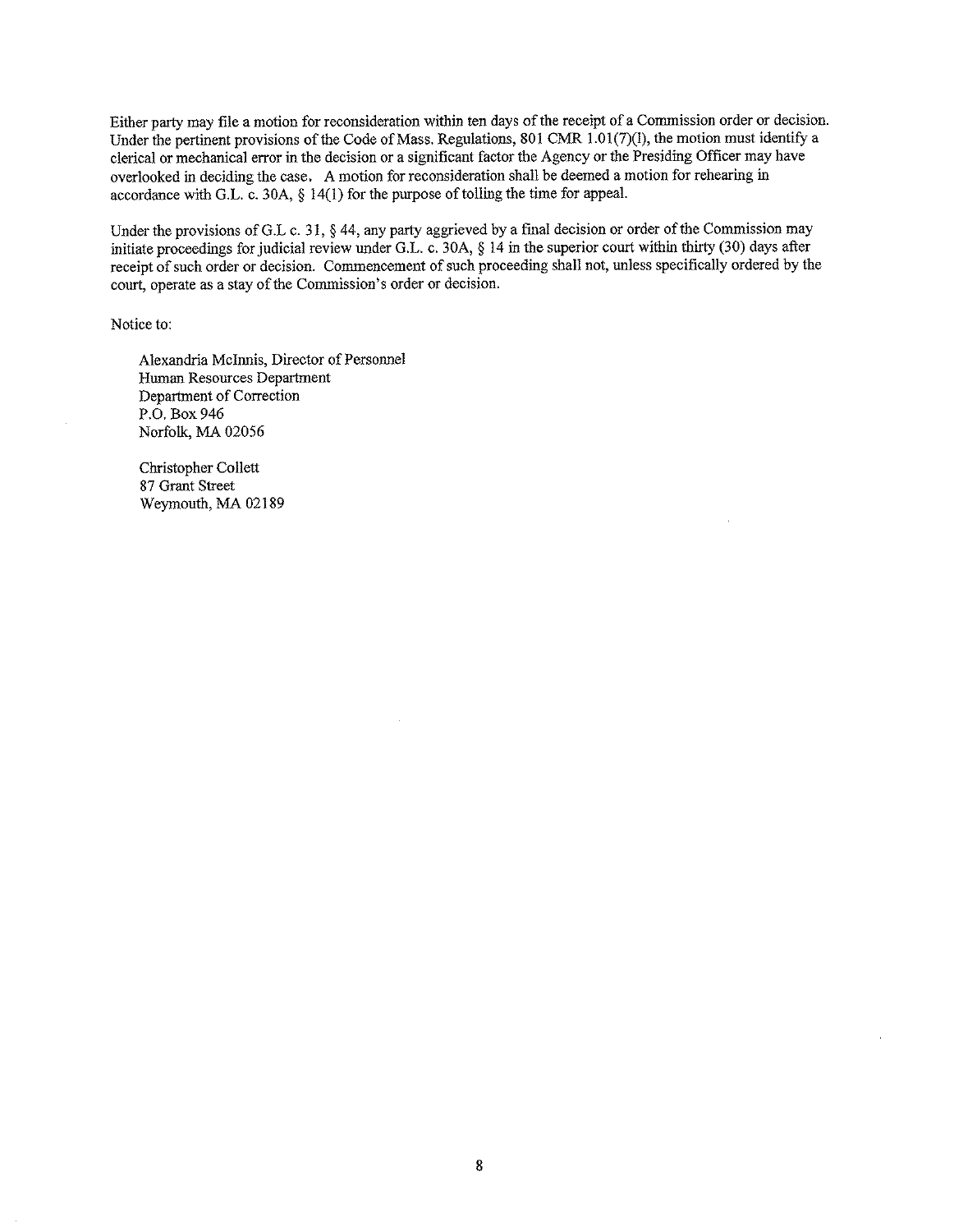Either party may file a motion for reconsideration within ten days of the receipt of a Commission order or decision. Under the pertinent provisions of the Code of Mass. Regulations, 801 CMR 1.01(7)(l), the motion must identify a clerical or mechanical error in the decision or a significant factor the Agency or the Presiding Officer may have overlooked in deciding the case. A motion for reconsideration shall be deemed a motion for rehearing in accordance with G.L. c. 30A, § 14(1) for the purpose of tolling the time for appeal.

Under the provisions of G.L c. 31, § 44, any party aggrieved by a final decision or order of the Commission may initiate proceedings for judicial review under G.L. c. 30A, § 14 in the superior court within thirty (30) days after receipt of such order or decision. Commencement of such proceeding shall not, unless specifically ordered by the court, operate as a stay of the Commission's order or decision.

Notice to:

Alexandria McInnis, Director of Personnel
Human Resources Department
Department of Correction
P.O. Box 946
Norfolk, MA 02056

Christopher Collett
87 Grant Street
Weymouth, MA 02189